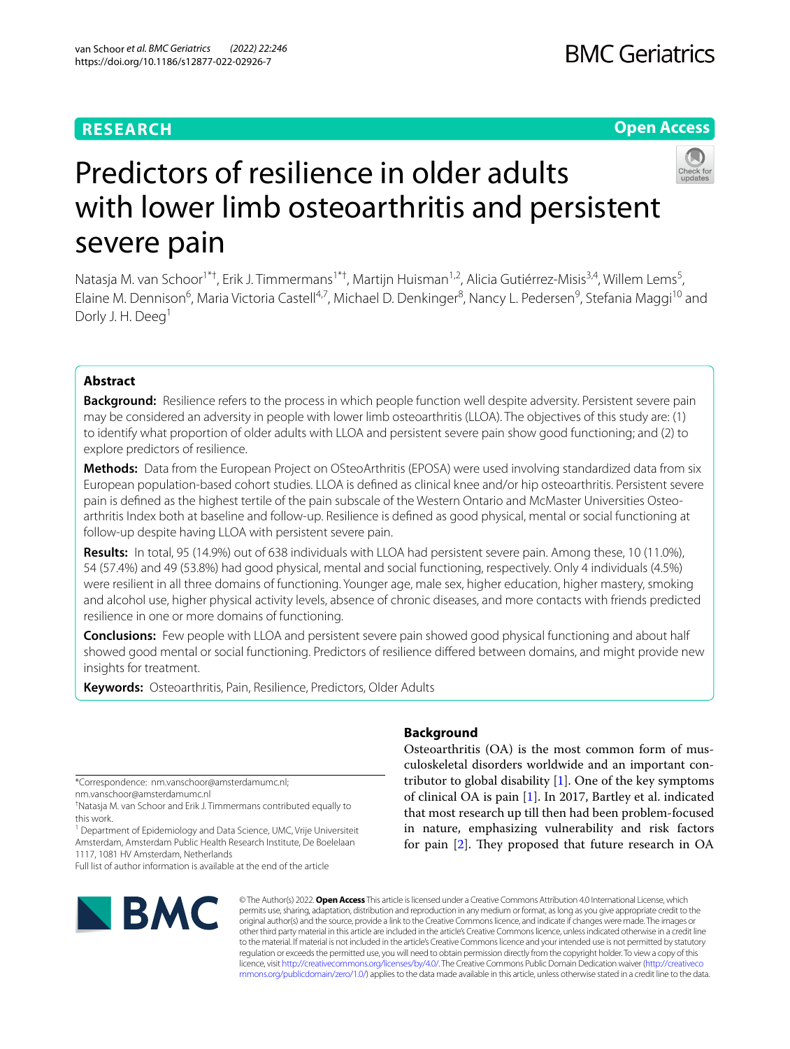RESEARCH

Open Access

# Predictors of resilience in older adults with lower limb osteoarthritis and persistent severe pain

Natasja M. van Schoor[1*†], Erik J. Timmermans[1*†], Martijn Huisman[1,2], Alicia Gutiérrez-Misis[3,4], Willem Lems[5], Elaine M. Dennison[6], Maria Victoria Castell[4,7], Michael D. Denkinger[8], Nancy L. Pedersen[9], Stefania Maggi[10] and Dorly J. H. Deeg[1]

## Abstract

**Background:** Resilience refers to the process in which people function well despite adversity. Persistent severe pain may be considered an adversity in people with lower limb osteoarthritis (LLOA). The objectives of this study are: (1) to identify what proportion of older adults with LLOA and persistent severe pain show good functioning; and (2) to explore predictors of resilience.

**Methods:** Data from the European Project on OSteoArthritis (EPOSA) were used involving standardized data from six European population-based cohort studies. LLOA is defined as clinical knee and/or hip osteoarthritis. Persistent severe pain is defined as the highest tertile of the pain subscale of the Western Ontario and McMaster Universities Osteoarthritis Index both at baseline and follow-up. Resilience is defined as good physical, mental or social functioning at follow-up despite having LLOA with persistent severe pain.

**Results:** In total, 95 (14.9%) out of 638 individuals with LLOA had persistent severe pain. Among these, 10 (11.0%), 54 (57.4%) and 49 (53.8%) had good physical, mental and social functioning, respectively. Only 4 individuals (4.5%) were resilient in all three domains of functioning. Younger age, male sex, higher education, higher mastery, smoking and alcohol use, higher physical activity levels, absence of chronic diseases, and more contacts with friends predicted resilience in one or more domains of functioning.

**Conclusions:** Few people with LLOA and persistent severe pain showed good physical functioning and about half showed good mental or social functioning. Predictors of resilience differed between domains, and might provide new insights for treatment.

**Keywords:** Osteoarthritis, Pain, Resilience, Predictors, Older Adults

## Background

Osteoarthritis (OA) is the most common form of musculoskeletal disorders worldwide and an important contributor to global disability [1]. One of the key symptoms of clinical OA is pain [1]. In 2017, Bartley et al. indicated that most research up till then had been problem-focused in nature, emphasizing vulnerability and risk factors for pain [2]. They proposed that future research in OA

*Correspondence: nm.vanschoor@amsterdamumc.nl; nm.vanschoor@amsterdamumc.nl

†Natasja M. van Schoor and Erik J. Timmermans contributed equally to this work.

[1] Department of Epidemiology and Data Science, UMC, Vrije Universiteit Amsterdam, Amsterdam Public Health Research Institute, De Boelelaan 1117, 1081 HV Amsterdam, Netherlands

Full list of author information is available at the end of the article

© The Author(s) 2022. **Open Access** This article is licensed under a Creative Commons Attribution 4.0 International License, which permits use, sharing, adaptation, distribution and reproduction in any medium or format, as long as you give appropriate credit to the original author(s) and the source, provide a link to the Creative Commons licence, and indicate if changes were made. The images or other third party material in this article are included in the article's Creative Commons licence, unless indicated otherwise in a credit line to the material. If material is not included in the article's Creative Commons licence and your intended use is not permitted by statutory regulation or exceeds the permitted use, you will need to obtain permission directly from the copyright holder. To view a copy of this licence, visit http://creativecommons.org/licenses/by/4.0/. The Creative Commons Public Domain Dedication waiver (http://creativecommons.org/publicdomain/zero/1.0/) applies to the data made available in this article, unless otherwise stated in a credit line to the data.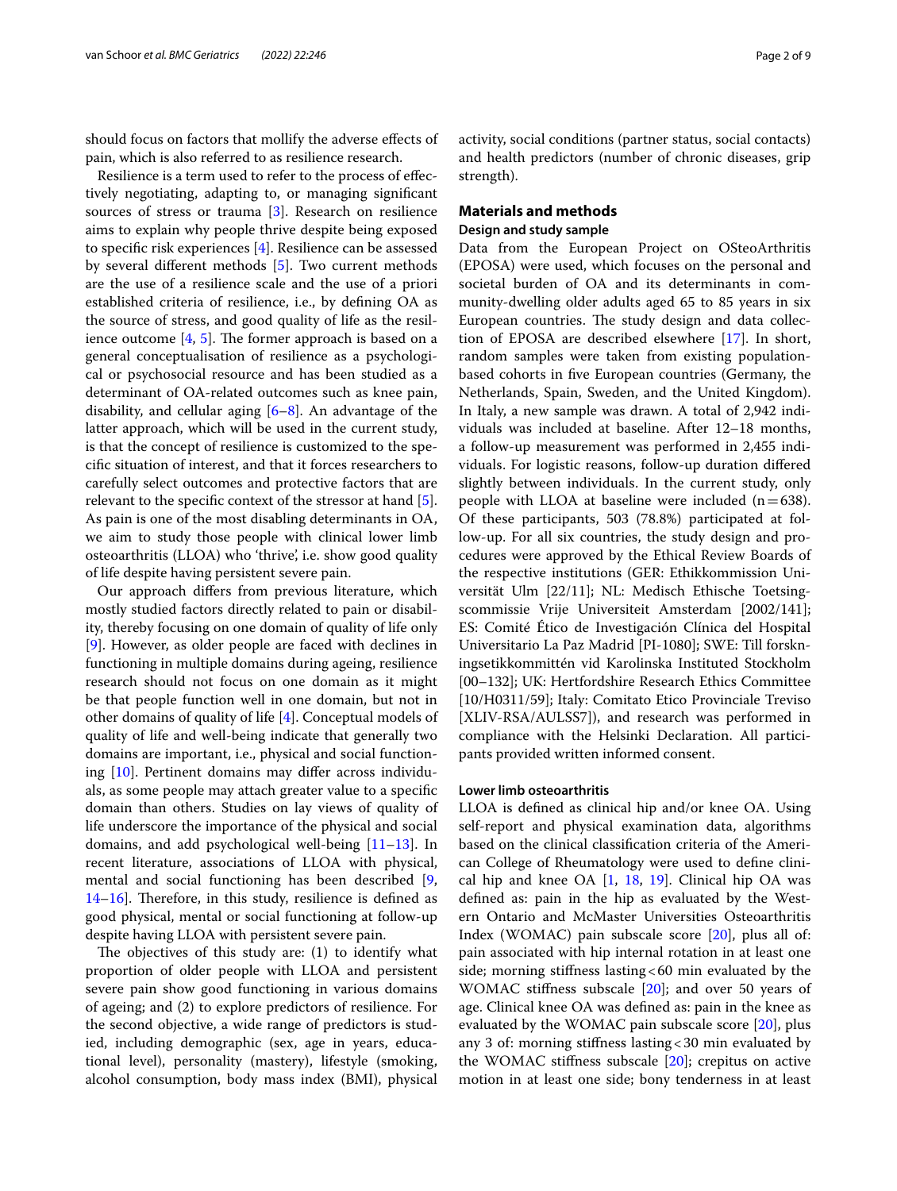should focus on factors that mollify the adverse effects of pain, which is also referred to as resilience research.

Resilience is a term used to refer to the process of effectively negotiating, adapting to, or managing significant sources of stress or trauma [3]. Research on resilience aims to explain why people thrive despite being exposed to specific risk experiences [4]. Resilience can be assessed by several different methods [5]. Two current methods are the use of a resilience scale and the use of a priori established criteria of resilience, i.e., by defining OA as the source of stress, and good quality of life as the resilience outcome [4, 5]. The former approach is based on a general conceptualisation of resilience as a psychological or psychosocial resource and has been studied as a determinant of OA-related outcomes such as knee pain, disability, and cellular aging [6–8]. An advantage of the latter approach, which will be used in the current study, is that the concept of resilience is customized to the specific situation of interest, and that it forces researchers to carefully select outcomes and protective factors that are relevant to the specific context of the stressor at hand [5]. As pain is one of the most disabling determinants in OA, we aim to study those people with clinical lower limb osteoarthritis (LLOA) who 'thrive', i.e. show good quality of life despite having persistent severe pain.

Our approach differs from previous literature, which mostly studied factors directly related to pain or disability, thereby focusing on one domain of quality of life only [9]. However, as older people are faced with declines in functioning in multiple domains during ageing, resilience research should not focus on one domain as it might be that people function well in one domain, but not in other domains of quality of life [4]. Conceptual models of quality of life and well-being indicate that generally two domains are important, i.e., physical and social functioning [10]. Pertinent domains may differ across individuals, as some people may attach greater value to a specific domain than others. Studies on lay views of quality of life underscore the importance of the physical and social domains, and add psychological well-being [11–13]. In recent literature, associations of LLOA with physical, mental and social functioning has been described [9, 14–16]. Therefore, in this study, resilience is defined as good physical, mental or social functioning at follow-up despite having LLOA with persistent severe pain.

The objectives of this study are: (1) to identify what proportion of older people with LLOA and persistent severe pain show good functioning in various domains of ageing; and (2) to explore predictors of resilience. For the second objective, a wide range of predictors is studied, including demographic (sex, age in years, educational level), personality (mastery), lifestyle (smoking, alcohol consumption, body mass index (BMI), physical activity, social conditions (partner status, social contacts) and health predictors (number of chronic diseases, grip strength).

## Materials and methods

### Design and study sample

Data from the European Project on OSteoArthritis (EPOSA) were used, which focuses on the personal and societal burden of OA and its determinants in community-dwelling older adults aged 65 to 85 years in six European countries. The study design and data collection of EPOSA are described elsewhere [17]. In short, random samples were taken from existing population-based cohorts in five European countries (Germany, the Netherlands, Spain, Sweden, and the United Kingdom). In Italy, a new sample was drawn. A total of 2,942 individuals was included at baseline. After 12–18 months, a follow-up measurement was performed in 2,455 individuals. For logistic reasons, follow-up duration differed slightly between individuals. In the current study, only people with LLOA at baseline were included (n = 638). Of these participants, 503 (78.8%) participated at follow-up. For all six countries, the study design and procedures were approved by the Ethical Review Boards of the respective institutions (GER: Ethikkommission Universität Ulm [22/11]; NL: Medisch Ethische Toetsingscommissie Vrije Universiteit Amsterdam [2002/141]; ES: Comité Ético de Investigación Clínica del Hospital Universitario La Paz Madrid [PI-1080]; SWE: Till forskningsetikkommittén vid Karolinska Institutet Stockholm [00–132]; UK: Hertfordshire Research Ethics Committee [10/H0311/59]; Italy: Comitato Etico Provinciale Treviso [XLIV-RSA/AULSS7]), and research was performed in compliance with the Helsinki Declaration. All participants provided written informed consent.

### Lower limb osteoarthritis

LLOA is defined as clinical hip and/or knee OA. Using self-report and physical examination data, algorithms based on the clinical classification criteria of the American College of Rheumatology were used to define clinical hip and knee OA [1, 18, 19]. Clinical hip OA was defined as: pain in the hip as evaluated by the Western Ontario and McMaster Universities Osteoarthritis Index (WOMAC) pain subscale score [20], plus all of: pain associated with hip internal rotation in at least one side; morning stiffness lasting < 60 min evaluated by the WOMAC stiffness subscale [20]; and over 50 years of age. Clinical knee OA was defined as: pain in the knee as evaluated by the WOMAC pain subscale score [20], plus any 3 of: morning stiffness lasting < 30 min evaluated by the WOMAC stiffness subscale [20]; crepitus on active motion in at least one side; bony tenderness in at least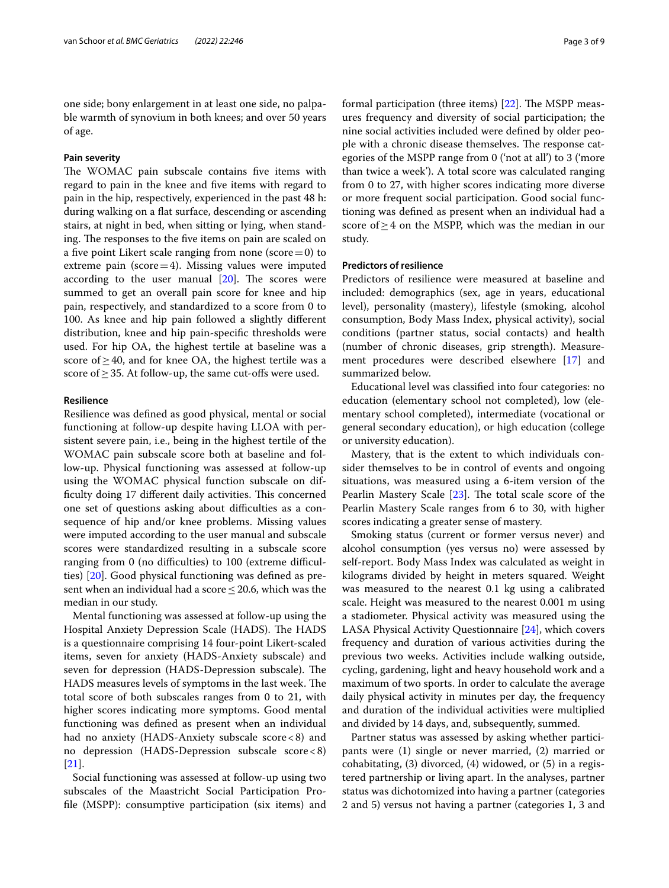one side; bony enlargement in at least one side, no palpable warmth of synovium in both knees; and over 50 years of age.

### Pain severity

The WOMAC pain subscale contains five items with regard to pain in the knee and five items with regard to pain in the hip, respectively, experienced in the past 48 h: during walking on a flat surface, descending or ascending stairs, at night in bed, when sitting or lying, when standing. The responses to the five items on pain are scaled on a five point Likert scale ranging from none (score = 0) to extreme pain (score = 4). Missing values were imputed according to the user manual [20]. The scores were summed to get an overall pain score for knee and hip pain, respectively, and standardized to a score from 0 to 100. As knee and hip pain followed a slightly different distribution, knee and hip pain-specific thresholds were used. For hip OA, the highest tertile at baseline was a score of ≥ 40, and for knee OA, the highest tertile was a score of ≥ 35. At follow-up, the same cut-offs were used.

### Resilience

Resilience was defined as good physical, mental or social functioning at follow-up despite having LLOA with persistent severe pain, i.e., being in the highest tertile of the WOMAC pain subscale score both at baseline and follow-up. Physical functioning was assessed at follow-up using the WOMAC physical function subscale on difficulty doing 17 different daily activities. This concerned one set of questions asking about difficulties as a consequence of hip and/or knee problems. Missing values were imputed according to the user manual and subscale scores were standardized resulting in a subscale score ranging from 0 (no difficulties) to 100 (extreme difficulties) [20]. Good physical functioning was defined as present when an individual had a score ≤ 20.6, which was the median in our study.

Mental functioning was assessed at follow-up using the Hospital Anxiety Depression Scale (HADS). The HADS is a questionnaire comprising 14 four-point Likert-scaled items, seven for anxiety (HADS-Anxiety subscale) and seven for depression (HADS-Depression subscale). The HADS measures levels of symptoms in the last week. The total score of both subscales ranges from 0 to 21, with higher scores indicating more symptoms. Good mental functioning was defined as present when an individual had no anxiety (HADS-Anxiety subscale score < 8) and no depression (HADS-Depression subscale score < 8) [21].

Social functioning was assessed at follow-up using two subscales of the Maastricht Social Participation Profile (MSPP): consumptive participation (six items) and formal participation (three items) [22]. The MSPP measures frequency and diversity of social participation; the nine social activities included were defined by older people with a chronic disease themselves. The response categories of the MSPP range from 0 ('not at all') to 3 ('more than twice a week'). A total score was calculated ranging from 0 to 27, with higher scores indicating more diverse or more frequent social participation. Good social functioning was defined as present when an individual had a score of ≥ 4 on the MSPP, which was the median in our study.

### Predictors of resilience

Predictors of resilience were measured at baseline and included: demographics (sex, age in years, educational level), personality (mastery), lifestyle (smoking, alcohol consumption, Body Mass Index, physical activity), social conditions (partner status, social contacts) and health (number of chronic diseases, grip strength). Measurement procedures were described elsewhere [17] and summarized below.

Educational level was classified into four categories: no education (elementary school not completed), low (elementary school completed), intermediate (vocational or general secondary education), or high education (college or university education).

Mastery, that is the extent to which individuals consider themselves to be in control of events and ongoing situations, was measured using a 6-item version of the Pearlin Mastery Scale [23]. The total scale score of the Pearlin Mastery Scale ranges from 6 to 30, with higher scores indicating a greater sense of mastery.

Smoking status (current or former versus never) and alcohol consumption (yes versus no) were assessed by self-report. Body Mass Index was calculated as weight in kilograms divided by height in meters squared. Weight was measured to the nearest 0.1 kg using a calibrated scale. Height was measured to the nearest 0.001 m using a stadiometer. Physical activity was measured using the LASA Physical Activity Questionnaire [24], which covers frequency and duration of various activities during the previous two weeks. Activities include walking outside, cycling, gardening, light and heavy household work and a maximum of two sports. In order to calculate the average daily physical activity in minutes per day, the frequency and duration of the individual activities were multiplied and divided by 14 days, and, subsequently, summed.

Partner status was assessed by asking whether participants were (1) single or never married, (2) married or cohabitating, (3) divorced, (4) widowed, or (5) in a registered partnership or living apart. In the analyses, partner status was dichotomized into having a partner (categories 2 and 5) versus not having a partner (categories 1, 3 and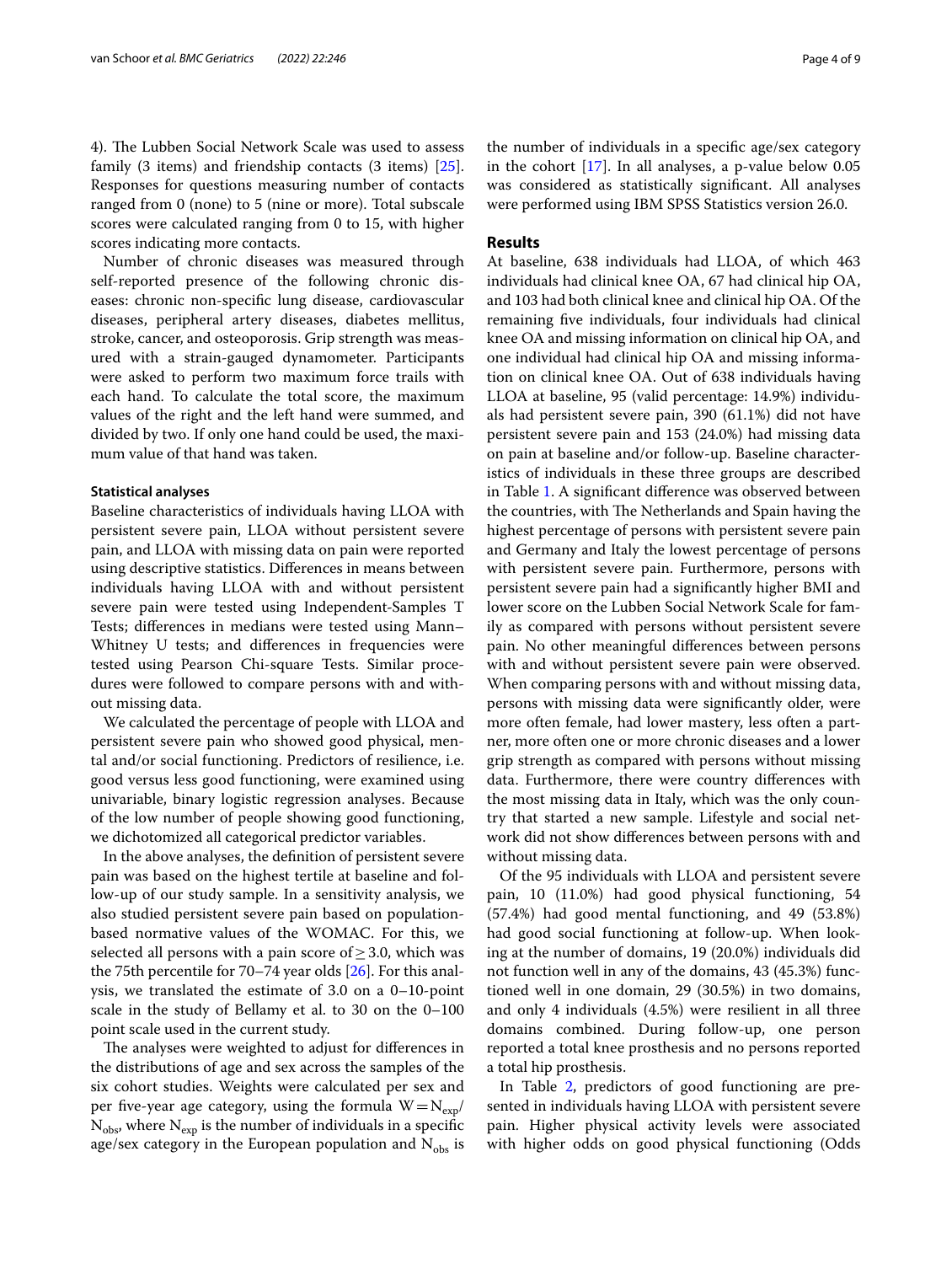4). The Lubben Social Network Scale was used to assess family (3 items) and friendship contacts (3 items) [25]. Responses for questions measuring number of contacts ranged from 0 (none) to 5 (nine or more). Total subscale scores were calculated ranging from 0 to 15, with higher scores indicating more contacts.

Number of chronic diseases was measured through self-reported presence of the following chronic diseases: chronic non-specific lung disease, cardiovascular diseases, peripheral artery diseases, diabetes mellitus, stroke, cancer, and osteoporosis. Grip strength was measured with a strain-gauged dynamometer. Participants were asked to perform two maximum force trails with each hand. To calculate the total score, the maximum values of the right and the left hand were summed, and divided by two. If only one hand could be used, the maximum value of that hand was taken.

#### Statistical analyses

Baseline characteristics of individuals having LLOA with persistent severe pain, LLOA without persistent severe pain, and LLOA with missing data on pain were reported using descriptive statistics. Differences in means between individuals having LLOA with and without persistent severe pain were tested using Independent-Samples T Tests; differences in medians were tested using Mann–Whitney U tests; and differences in frequencies were tested using Pearson Chi-square Tests. Similar procedures were followed to compare persons with and without missing data.

We calculated the percentage of people with LLOA and persistent severe pain who showed good physical, mental and/or social functioning. Predictors of resilience, i.e. good versus less good functioning, were examined using univariable, binary logistic regression analyses. Because of the low number of people showing good functioning, we dichotomized all categorical predictor variables.

In the above analyses, the definition of persistent severe pain was based on the highest tertile at baseline and follow-up of our study sample. In a sensitivity analysis, we also studied persistent severe pain based on population-based normative values of the WOMAC. For this, we selected all persons with a pain score of $\geq 3.0$, which was the 75th percentile for 70–74 year olds [26]. For this analysis, we translated the estimate of 3.0 on a 0–10-point scale in the study of Bellamy et al. to 30 on the 0–100 point scale used in the current study.

The analyses were weighted to adjust for differences in the distributions of age and sex across the samples of the six cohort studies. Weights were calculated per sex and per five-year age category, using the formula $W = N_{exp}/N_{obs}$, where $N_{exp}$ is the number of individuals in a specific age/sex category in the European population and $N_{obs}$ is the number of individuals in a specific age/sex category in the cohort [17]. In all analyses, a p-value below 0.05 was considered as statistically significant. All analyses were performed using IBM SPSS Statistics version 26.0.

## Results

At baseline, 638 individuals had LLOA, of which 463 individuals had clinical knee OA, 67 had clinical hip OA, and 103 had both clinical knee and clinical hip OA. Of the remaining five individuals, four individuals had clinical knee OA and missing information on clinical hip OA, and one individual had clinical hip OA and missing information on clinical knee OA. Out of 638 individuals having LLOA at baseline, 95 (valid percentage: 14.9%) individuals had persistent severe pain, 390 (61.1%) did not have persistent severe pain and 153 (24.0%) had missing data on pain at baseline and/or follow-up. Baseline characteristics of individuals in these three groups are described in Table 1. A significant difference was observed between the countries, with The Netherlands and Spain having the highest percentage of persons with persistent severe pain and Germany and Italy the lowest percentage of persons with persistent severe pain. Furthermore, persons with persistent severe pain had a significantly higher BMI and lower score on the Lubben Social Network Scale for family as compared with persons without persistent severe pain. No other meaningful differences between persons with and without persistent severe pain were observed. When comparing persons with and without missing data, persons with missing data were significantly older, were more often female, had lower mastery, less often a partner, more often one or more chronic diseases and a lower grip strength as compared with persons without missing data. Furthermore, there were country differences with the most missing data in Italy, which was the only country that started a new sample. Lifestyle and social network did not show differences between persons with and without missing data.

Of the 95 individuals with LLOA and persistent severe pain, 10 (11.0%) had good physical functioning, 54 (57.4%) had good mental functioning, and 49 (53.8%) had good social functioning at follow-up. When looking at the number of domains, 19 (20.0%) individuals did not function well in any of the domains, 43 (45.3%) functioned well in one domain, 29 (30.5%) in two domains, and only 4 individuals (4.5%) were resilient in all three domains combined. During follow-up, one person reported a total knee prosthesis and no persons reported a total hip prosthesis.

In Table 2, predictors of good functioning are presented in individuals having LLOA with persistent severe pain. Higher physical activity levels were associated with higher odds on good physical functioning (Odds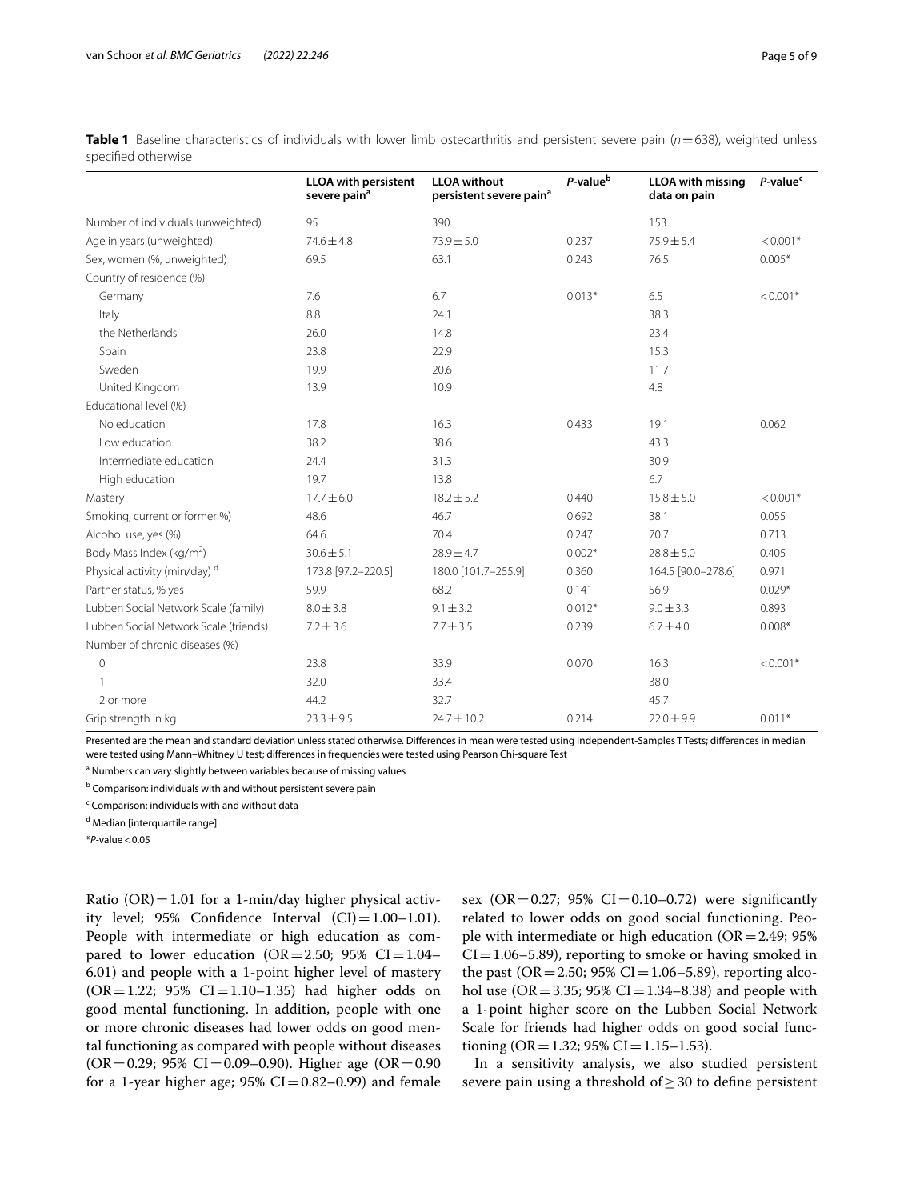**Table 1** Baseline characteristics of individuals with lower limb osteoarthritis and persistent severe pain ($n = 638$), weighted unless specified otherwise

| | LLOA with persistent severe pain[a] | LLOA without persistent severe pain[a] | P-value[b] | LLOA with missing data on pain | P-value[c] |
|---|---|---|---|---|---|
| Number of individuals (unweighted) | 95 | 390 | | 153 | |
| Age in years (unweighted) | 74.6 ± 4.8 | 73.9 ± 5.0 | 0.237 | 75.9 ± 5.4 | < 0.001* |
| Sex, women (%, unweighted) | 69.5 | 63.1 | 0.243 | 76.5 | 0.005* |
| Country of residence (%) | | | | | |
| Germany | 7.6 | 6.7 | 0.013* | 6.5 | < 0.001* |
| Italy | 8.8 | 24.1 | | 38.3 | |
| the Netherlands | 26.0 | 14.8 | | 23.4 | |
| Spain | 23.8 | 22.9 | | 15.3 | |
| Sweden | 19.9 | 20.6 | | 11.7 | |
| United Kingdom | 13.9 | 10.9 | | 4.8 | |
| Educational level (%) | | | | | |
| No education | 17.8 | 16.3 | 0.433 | 19.1 | 0.062 |
| Low education | 38.2 | 38.6 | | 43.3 | |
| Intermediate education | 24.4 | 31.3 | | 30.9 | |
| High education | 19.7 | 13.8 | | 6.7 | |
| Mastery | 17.7 ± 6.0 | 18.2 ± 5.2 | 0.440 | 15.8 ± 5.0 | < 0.001* |
| Smoking, current or former %) | 48.6 | 46.7 | 0.692 | 38.1 | 0.055 |
| Alcohol use, yes (%) | 64.6 | 70.4 | 0.247 | 70.7 | 0.713 |
| Body Mass Index (kg/m$^2$) | 30.6 ± 5.1 | 28.9 ± 4.7 | 0.002* | 28.8 ± 5.0 | 0.405 |
| Physical activity (min/day) [d] | 173.8 [97.2–220.5] | 180.0 [101.7–255.9] | 0.360 | 164.5 [90.0–278.6] | 0.971 |
| Partner status, % yes | 59.9 | 68.2 | 0.141 | 56.9 | 0.029* |
| Lubben Social Network Scale (family) | 8.0 ± 3.8 | 9.1 ± 3.2 | 0.012* | 9.0 ± 3.3 | 0.893 |
| Lubben Social Network Scale (friends) | 7.2 ± 3.6 | 7.7 ± 3.5 | 0.239 | 6.7 ± 4.0 | 0.008* |
| Number of chronic diseases (%) | | | | | |
| 0 | 23.8 | 33.9 | 0.070 | 16.3 | < 0.001* |
| 1 | 32.0 | 33.4 | | 38.0 | |
| 2 or more | 44.2 | 32.7 | | 45.7 | |
| Grip strength in kg | 23.3 ± 9.5 | 24.7 ± 10.2 | 0.214 | 22.0 ± 9.9 | 0.011* |

Presented are the mean and standard deviation unless stated otherwise. Differences in mean were tested using Independent-Samples T Tests; differences in median were tested using Mann–Whitney U test; differences in frequencies were tested using Pearson Chi-square Test

[a] Numbers can vary slightly between variables because of missing values

[b] Comparison: individuals with and without persistent severe pain

[c] Comparison: individuals with and without data

[d] Median [interquartile range]

*$P$-value < 0.05

Ratio (OR) = 1.01 for a 1-min/day higher physical activity level; 95% Confidence Interval (CI) = 1.00–1.01). People with intermediate or high education as compared to lower education (OR = 2.50; 95% CI = 1.04–6.01) and people with a 1-point higher level of mastery (OR = 1.22; 95% CI = 1.10–1.35) had higher odds on good mental functioning. In addition, people with one or more chronic diseases had lower odds on good mental functioning as compared with people without diseases (OR = 0.29; 95% CI = 0.09–0.90). Higher age (OR = 0.90 for a 1-year higher age; 95% CI = 0.82–0.99) and female sex (OR = 0.27; 95% CI = 0.10–0.72) were significantly related to lower odds on good social functioning. People with intermediate or high education (OR = 2.49; 95% CI = 1.06–5.89), reporting to smoke or having smoked in the past (OR = 2.50; 95% CI = 1.06–5.89), reporting alcohol use (OR = 3.35; 95% CI = 1.34–8.38) and people with a 1-point higher score on the Lubben Social Network Scale for friends had higher odds on good social functioning (OR = 1.32; 95% CI = 1.15–1.53).

In a sensitivity analysis, we also studied persistent severe pain using a threshold of $\geq 30$ to define persistent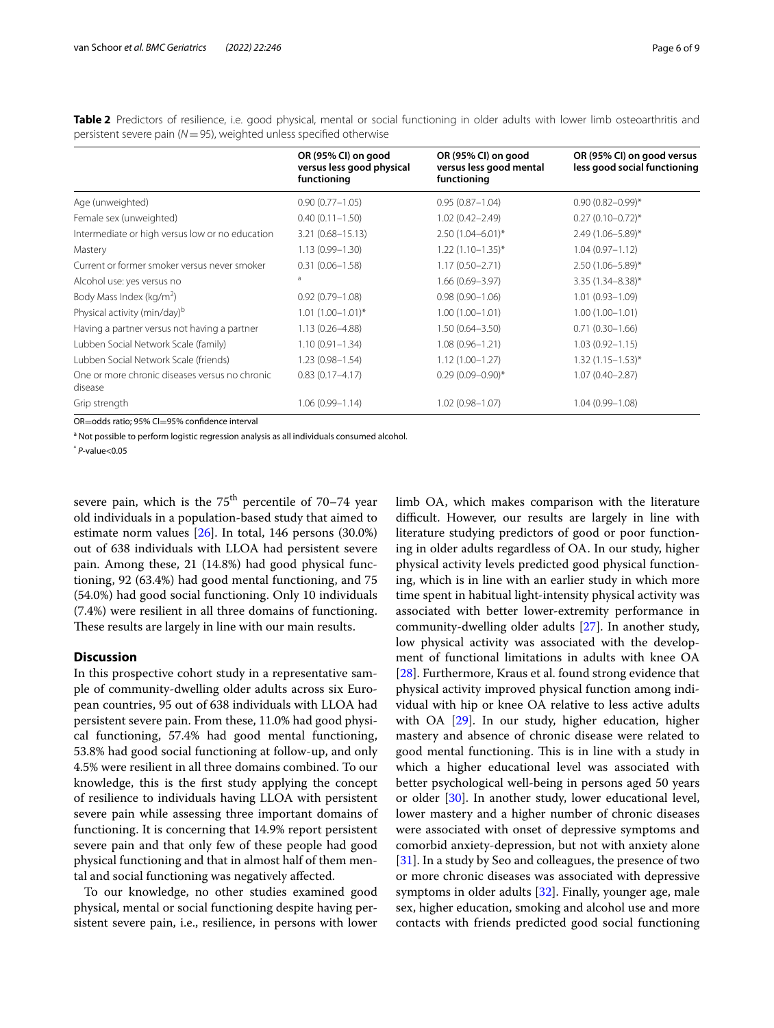**Table 2** Predictors of resilience, i.e. good physical, mental or social functioning in older adults with lower limb osteoarthritis and persistent severe pain ($N=95$), weighted unless specified otherwise

| | OR (95% CI) on good versus less good physical functioning | OR (95% CI) on good versus less good mental functioning | OR (95% CI) on good versus less good social functioning |
|---|---|---|---|
| Age (unweighted) | 0.90 (0.77–1.05) | 0.95 (0.87–1.04) | 0.90 (0.82–0.99)* |
| Female sex (unweighted) | 0.40 (0.11–1.50) | 1.02 (0.42–2.49) | 0.27 (0.10–0.72)* |
| Intermediate or high versus low or no education | 3.21 (0.68–15.13) | 2.50 (1.04–6.01)* | 2.49 (1.06–5.89)* |
| Mastery | 1.13 (0.99–1.30) | 1.22 (1.10–1.35)* | 1.04 (0.97–1.12) |
| Current or former smoker versus never smoker | 0.31 (0.06–1.58) | 1.17 (0.50–2.71) | 2.50 (1.06–5.89)* |
| Alcohol use: yes versus no | [a] | 1.66 (0.69–3.97) | 3.35 (1.34–8.38)* |
| Body Mass Index (kg/m$^2$) | 0.92 (0.79–1.08) | 0.98 (0.90–1.06) | 1.01 (0.93–1.09) |
| Physical activity (min/day)[b] | 1.01 (1.00–1.01)* | 1.00 (1.00–1.01) | 1.00 (1.00–1.01) |
| Having a partner versus not having a partner | 1.13 (0.26–4.88) | 1.50 (0.64–3.50) | 0.71 (0.30–1.66) |
| Lubben Social Network Scale (family) | 1.10 (0.91–1.34) | 1.08 (0.96–1.21) | 1.03 (0.92–1.15) |
| Lubben Social Network Scale (friends) | 1.23 (0.98–1.54) | 1.12 (1.00–1.27) | 1.32 (1.15–1.53)* |
| One or more chronic diseases versus no chronic disease | 0.83 (0.17–4.17) | 0.29 (0.09–0.90)* | 1.07 (0.40–2.87) |
| Grip strength | 1.06 (0.99–1.14) | 1.02 (0.98–1.07) | 1.04 (0.99–1.08) |

OR=odds ratio; 95% CI=95% confidence interval

[a] Not possible to perform logistic regression analysis as all individuals consumed alcohol.

[*] $P$-value<0.05

severe pain, which is the 75$^{th}$ percentile of 70–74 year old individuals in a population-based study that aimed to estimate norm values [26]. In total, 146 persons (30.0%) out of 638 individuals with LLOA had persistent severe pain. Among these, 21 (14.8%) had good physical functioning, 92 (63.4%) had good mental functioning, and 75 (54.0%) had good social functioning. Only 10 individuals (7.4%) were resilient in all three domains of functioning. These results are largely in line with our main results.

## Discussion

In this prospective cohort study in a representative sample of community-dwelling older adults across six European countries, 95 out of 638 individuals with LLOA had persistent severe pain. From these, 11.0% had good physical functioning, 57.4% had good mental functioning, 53.8% had good social functioning at follow-up, and only 4.5% were resilient in all three domains combined. To our knowledge, this is the first study applying the concept of resilience to individuals having LLOA with persistent severe pain while assessing three important domains of functioning. It is concerning that 14.9% report persistent severe pain and that only few of these people had good physical functioning and that in almost half of them mental and social functioning was negatively affected.

To our knowledge, no other studies examined good physical, mental or social functioning despite having persistent severe pain, i.e., resilience, in persons with lower limb OA, which makes comparison with the literature difficult. However, our results are largely in line with literature studying predictors of good or poor functioning in older adults regardless of OA. In our study, higher physical activity levels predicted good physical functioning, which is in line with an earlier study in which more time spent in habitual light-intensity physical activity was associated with better lower-extremity performance in community-dwelling older adults [27]. In another study, low physical activity was associated with the development of functional limitations in adults with knee OA [28]. Furthermore, Kraus et al. found strong evidence that physical activity improved physical function among individual with hip or knee OA relative to less active adults with OA [29]. In our study, higher education, higher mastery and absence of chronic disease were related to good mental functioning. This is in line with a study in which a higher educational level was associated with better psychological well-being in persons aged 50 years or older [30]. In another study, lower educational level, lower mastery and a higher number of chronic diseases were associated with onset of depressive symptoms and comorbid anxiety-depression, but not with anxiety alone [31]. In a study by Seo and colleagues, the presence of two or more chronic diseases was associated with depressive symptoms in older adults [32]. Finally, younger age, male sex, higher education, smoking and alcohol use and more contacts with friends predicted good social functioning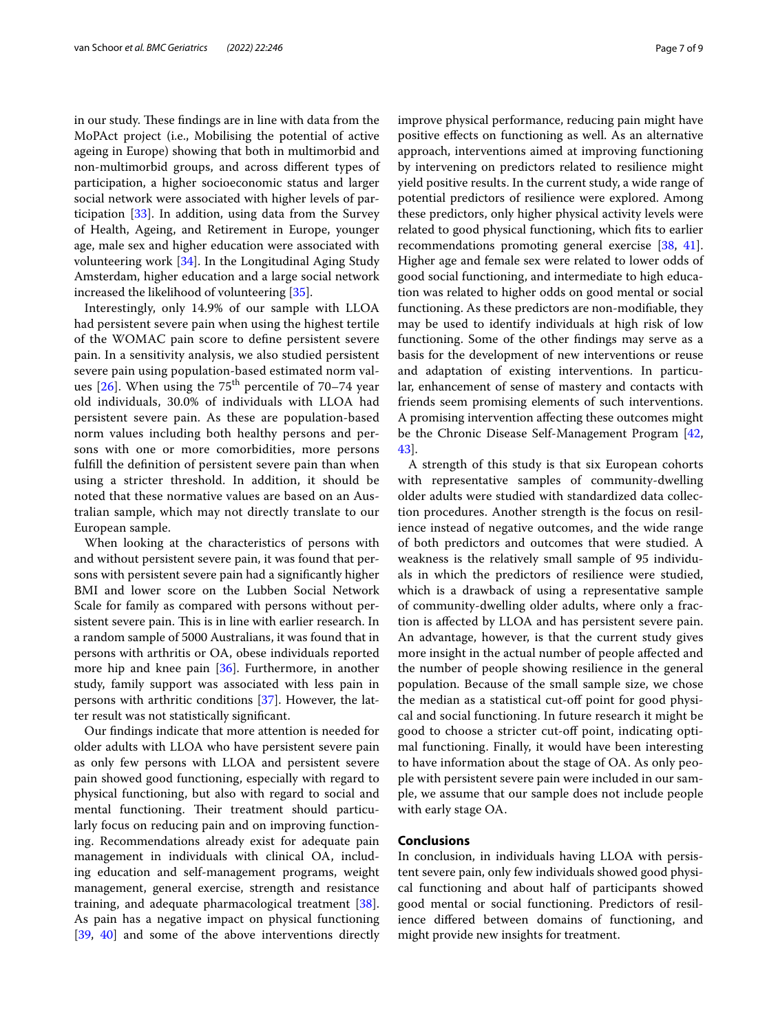in our study. These findings are in line with data from the MoPAct project (i.e., Mobilising the potential of active ageing in Europe) showing that both in multimorbid and non-multimorbid groups, and across different types of participation, a higher socioeconomic status and larger social network were associated with higher levels of participation [33]. In addition, using data from the Survey of Health, Ageing, and Retirement in Europe, younger age, male sex and higher education were associated with volunteering work [34]. In the Longitudinal Aging Study Amsterdam, higher education and a large social network increased the likelihood of volunteering [35].

Interestingly, only 14.9% of our sample with LLOA had persistent severe pain when using the highest tertile of the WOMAC pain score to define persistent severe pain. In a sensitivity analysis, we also studied persistent severe pain using population-based estimated norm values [26]. When using the 75$^{th}$ percentile of 70–74 year old individuals, 30.0% of individuals with LLOA had persistent severe pain. As these are population-based norm values including both healthy persons and persons with one or more comorbidities, more persons fulfill the definition of persistent severe pain than when using a stricter threshold. In addition, it should be noted that these normative values are based on an Australian sample, which may not directly translate to our European sample.

When looking at the characteristics of persons with and without persistent severe pain, it was found that persons with persistent severe pain had a significantly higher BMI and lower score on the Lubben Social Network Scale for family as compared with persons without persistent severe pain. This is in line with earlier research. In a random sample of 5000 Australians, it was found that in persons with arthritis or OA, obese individuals reported more hip and knee pain [36]. Furthermore, in another study, family support was associated with less pain in persons with arthritic conditions [37]. However, the latter result was not statistically significant.

Our findings indicate that more attention is needed for older adults with LLOA who have persistent severe pain as only few persons with LLOA and persistent severe pain showed good functioning, especially with regard to physical functioning, but also with regard to social and mental functioning. Their treatment should particularly focus on reducing pain and on improving functioning. Recommendations already exist for adequate pain management in individuals with clinical OA, including education and self-management programs, weight management, general exercise, strength and resistance training, and adequate pharmacological treatment [38]. As pain has a negative impact on physical functioning [39, 40] and some of the above interventions directly improve physical performance, reducing pain might have positive effects on functioning as well. As an alternative approach, interventions aimed at improving functioning by intervening on predictors related to resilience might yield positive results. In the current study, a wide range of potential predictors of resilience were explored. Among these predictors, only higher physical activity levels were related to good physical functioning, which fits to earlier recommendations promoting general exercise [38, 41]. Higher age and female sex were related to lower odds of good social functioning, and intermediate to high education was related to higher odds on good mental or social functioning. As these predictors are non-modifiable, they may be used to identify individuals at high risk of low functioning. Some of the other findings may serve as a basis for the development of new interventions or reuse and adaptation of existing interventions. In particular, enhancement of sense of mastery and contacts with friends seem promising elements of such interventions. A promising intervention affecting these outcomes might be the Chronic Disease Self-Management Program [42, 43].

A strength of this study is that six European cohorts with representative samples of community-dwelling older adults were studied with standardized data collection procedures. Another strength is the focus on resilience instead of negative outcomes, and the wide range of both predictors and outcomes that were studied. A weakness is the relatively small sample of 95 individuals in which the predictors of resilience were studied, which is a drawback of using a representative sample of community-dwelling older adults, where only a fraction is affected by LLOA and has persistent severe pain. An advantage, however, is that the current study gives more insight in the actual number of people affected and the number of people showing resilience in the general population. Because of the small sample size, we chose the median as a statistical cut-off point for good physical and social functioning. In future research it might be good to choose a stricter cut-off point, indicating optimal functioning. Finally, it would have been interesting to have information about the stage of OA. As only people with persistent severe pain were included in our sample, we assume that our sample does not include people with early stage OA.

## Conclusions

In conclusion, in individuals having LLOA with persistent severe pain, only few individuals showed good physical functioning and about half of participants showed good mental or social functioning. Predictors of resilience differed between domains of functioning, and might provide new insights for treatment.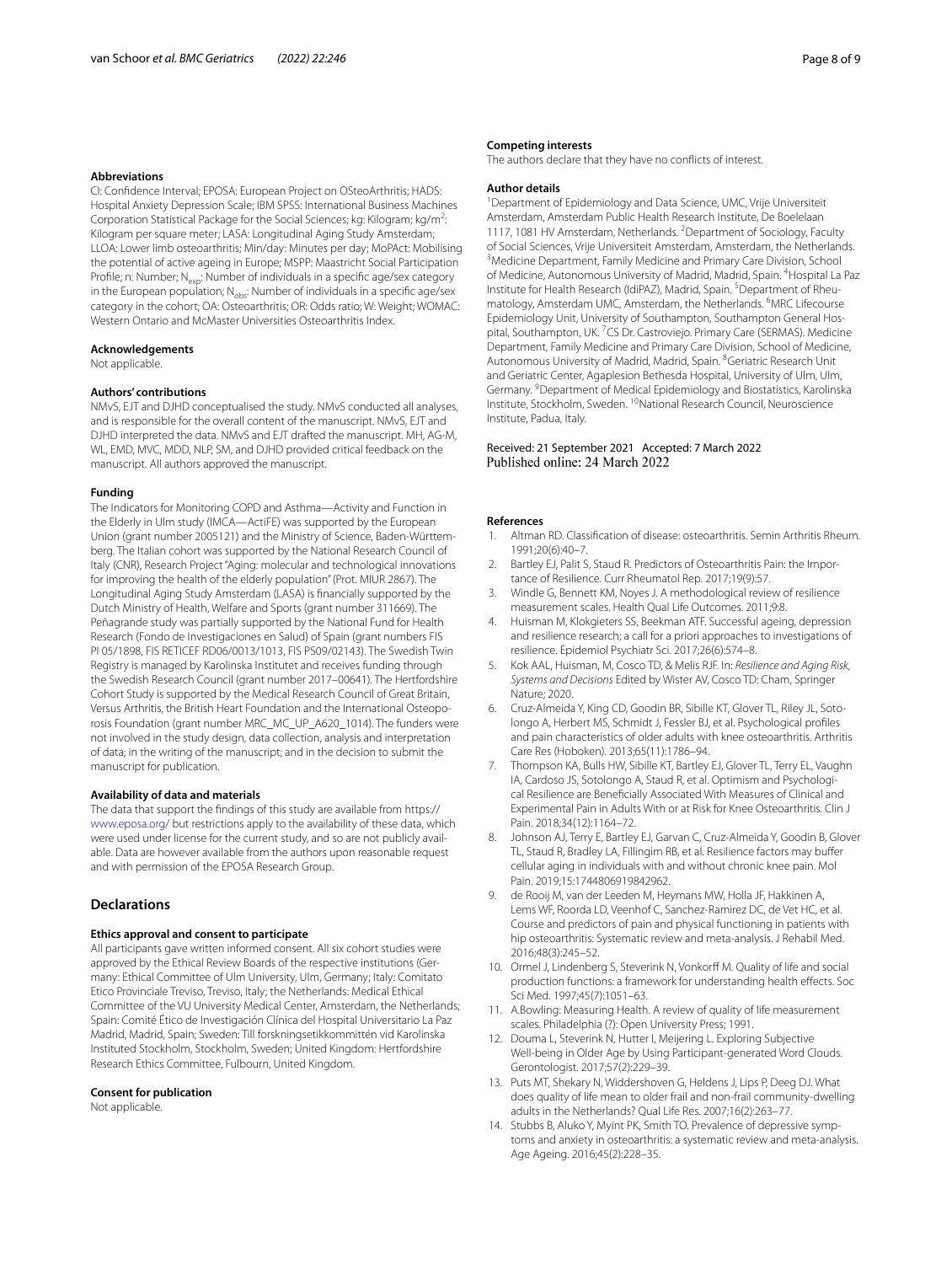#### Abbreviations

CI: Confidence Interval; EPOSA: European Project on OSteoArthritis; HADS: Hospital Anxiety Depression Scale; IBM SPSS: International Business Machines Corporation Statistical Package for the Social Sciences; kg: Kilogram; kg/m$^2$: Kilogram per square meter; LASA: Longitudinal Aging Study Amsterdam; LLOA: Lower limb osteoarthritis; Min/day: Minutes per day; MoPAct: Mobilising the potential of active ageing in Europe; MSPP: Maastricht Social Participation Profile; n: Number; $N_{exp}$: Number of individuals in a specific age/sex category in the European population; $N_{obs}$: Number of individuals in a specific age/sex category in the cohort; OA: Osteoarthritis; OR: Odds ratio; W: Weight; WOMAC: Western Ontario and McMaster Universities Osteoarthritis Index.

#### Acknowledgements

Not applicable.

#### Authors' contributions

NMvS, EJT and DJHD conceptualised the study. NMvS conducted all analyses, and is responsible for the overall content of the manuscript. NMvS, EJT and DJHD interpreted the data. NMvS and EJT drafted the manuscript. MH, AG-M, WL, EMD, MVC, MDD, NLP, SM, and DJHD provided critical feedback on the manuscript. All authors approved the manuscript.

#### Funding

The Indicators for Monitoring COPD and Asthma—Activity and Function in the Elderly in Ulm study (IMCA—ActiFE) was supported by the European Union (grant number 2005121) and the Ministry of Science, Baden-Württemberg. The Italian cohort was supported by the National Research Council of Italy (CNR), Research Project "Aging: molecular and technological innovations for improving the health of the elderly population" (Prot. MIUR 2867). The Longitudinal Aging Study Amsterdam (LASA) is financially supported by the Dutch Ministry of Health, Welfare and Sports (grant number 311669). The Peñagrande study was partially supported by the National Fund for Health Research (Fondo de Investigaciones en Salud) of Spain (grant numbers FIS PI 05/1898, FIS RETICEF RD06/0013/1013, FIS PS09/02143). The Swedish Twin Registry is managed by Karolinska Institutet and receives funding through the Swedish Research Council (grant number 2017–00641). The Hertfordshire Cohort Study is supported by the Medical Research Council of Great Britain, Versus Arthritis, the British Heart Foundation and the International Osteoporosis Foundation (grant number MRC_MC_UP_A620_1014). The funders were not involved in the study design, data collection, analysis and interpretation of data; in the writing of the manuscript; and in the decision to submit the manuscript for publication.

#### Availability of data and materials

The data that support the findings of this study are available from https://www.eposa.org/ but restrictions apply to the availability of these data, which were used under license for the current study, and so are not publicly available. Data are however available from the authors upon reasonable request and with permission of the EPOSA Research Group.

## Declarations

#### Ethics approval and consent to participate

All participants gave written informed consent. All six cohort studies were approved by the Ethical Review Boards of the respective institutions (Germany: Ethical Committee of Ulm University, Ulm, Germany; Italy: Comitato Etico Provinciale Treviso, Treviso, Italy; the Netherlands: Medical Ethical Committee of the VU University Medical Center, Amsterdam, the Netherlands; Spain: Comité Ético de Investigación Clínica del Hospital Universitario La Paz Madrid, Madrid, Spain; Sweden: Till forskningsetikkommittén vid Karolinska Instituted Stockholm, Stockholm, Sweden; United Kingdom: Hertfordshire Research Ethics Committee, Fulbourn, United Kingdom.

#### Consent for publication

Not applicable.

#### Competing interests

The authors declare that they have no conflicts of interest.

#### Author details

[1]Department of Epidemiology and Data Science, UMC, Vrije Universiteit Amsterdam, Amsterdam Public Health Research Institute, De Boelelaan 1117, 1081 HV Amsterdam, Netherlands. [2]Department of Sociology, Faculty of Social Sciences, Vrije Universiteit Amsterdam, Amsterdam, the Netherlands. [3]Medicine Department, Family Medicine and Primary Care Division, School of Medicine, Autonomous University of Madrid, Madrid, Spain. [4]Hospital La Paz Institute for Health Research (IdiPAZ), Madrid, Spain. [5]Department of Rheumatology, Amsterdam UMC, Amsterdam, the Netherlands. [6]MRC Lifecourse Epidemiology Unit, University of Southampton, Southampton General Hospital, Southampton, UK. [7]CS Dr. Castroviejo. Primary Care (SERMAS). Medicine Department, Family Medicine and Primary Care Division, School of Medicine, Autonomous University of Madrid, Madrid, Spain. [8]Geriatric Research Unit and Geriatric Center, Agaplesion Bethesda Hospital, University of Ulm, Ulm, Germany. [9]Department of Medical Epidemiology and Biostatistics, Karolinska Institute, Stockholm, Sweden. [10]National Research Council, Neuroscience Institute, Padua, Italy.

Received: 21 September 2021 Accepted: 7 March 2022
Published online: 24 March 2022

#### References

1. Altman RD. Classification of disease: osteoarthritis. Semin Arthritis Rheum. 1991;20(6):40–7.
2. Bartley EJ, Palit S, Staud R. Predictors of Osteoarthritis Pain: the Importance of Resilience. Curr Rheumatol Rep. 2017;19(9):57.
3. Windle G, Bennett KM, Noyes J. A methodological review of resilience measurement scales. Health Qual Life Outcomes. 2011;9:8.
4. Huisman M, Klokgieters SS, Beekman ATF. Successful ageing, depression and resilience research; a call for a priori approaches to investigations of resilience. Epidemiol Psychiatr Sci. 2017;26(6):574–8.
5. Kok AAL, Huisman, M, Cosco TD, & Melis RJF. In: *Resilience and Aging Risk, Systems and Decisions* Edited by Wister AV, Cosco TD: Cham, Springer Nature; 2020.
6. Cruz-Almeida Y, King CD, Goodin BR, Sibille KT, Glover TL, Riley JL, Sotolongo A, Herbert MS, Schmidt J, Fessler BJ, et al. Psychological profiles and pain characteristics of older adults with knee osteoarthritis. Arthritis Care Res (Hoboken). 2013;65(11):1786–94.
7. Thompson KA, Bulls HW, Sibille KT, Bartley EJ, Glover TL, Terry EL, Vaughn IA, Cardoso JS, Sotolongo A, Staud R, et al. Optimism and Psychological Resilience are Beneficially Associated With Measures of Clinical and Experimental Pain in Adults With or at Risk for Knee Osteoarthritis. Clin J Pain. 2018;34(12):1164–72.
8. Johnson AJ, Terry E, Bartley EJ, Garvan C, Cruz-Almeida Y, Goodin B, Glover TL, Staud R, Bradley LA, Fillingim RB, et al. Resilience factors may buffer cellular aging in individuals with and without chronic knee pain. Mol Pain. 2019;15:1744806919842962.
9. de Rooij M, van der Leeden M, Heymans MW, Holla JF, Hakkinen A, Lems WF, Roorda LD, Veenhof C, Sanchez-Ramirez DC, de Vet HC, et al. Course and predictors of pain and physical functioning in patients with hip osteoarthritis: Systematic review and meta-analysis. J Rehabil Med. 2016;48(3):245–52.
10. Ormel J, Lindenberg S, Steverink N, Vonkorff M. Quality of life and social production functions: a framework for understanding health effects. Soc Sci Med. 1997;45(7):1051–63.
11. A.Bowling: Measuring Health. A review of quality of life measurement scales. Philadelphia (?): Open University Press; 1991.
12. Douma L, Steverink N, Hutter I, Meijering L. Exploring Subjective Well-being in Older Age by Using Participant-generated Word Clouds. Gerontologist. 2017;57(2):229–39.
13. Puts MT, Shekary N, Widdershoven G, Heldens J, Lips P, Deeg DJ. What does quality of life mean to older frail and non-frail community-dwelling adults in the Netherlands? Qual Life Res. 2007;16(2):263–77.
14. Stubbs B, Aluko Y, Myint PK, Smith TO. Prevalence of depressive symptoms and anxiety in osteoarthritis: a systematic review and meta-analysis. Age Ageing. 2016;45(2):228–35.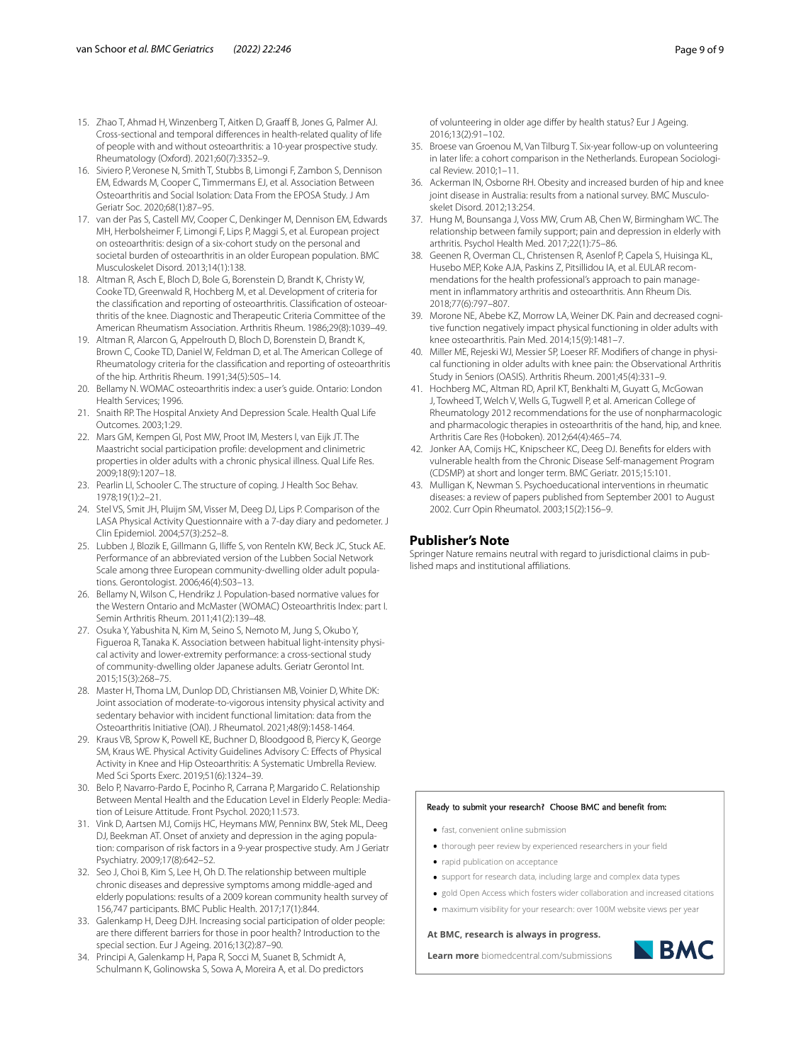15. Zhao T, Ahmad H, Winzenberg T, Aitken D, Graaff B, Jones G, Palmer AJ. Cross-sectional and temporal differences in health-related quality of life of people with and without osteoarthritis: a 10-year prospective study. Rheumatology (Oxford). 2021;60(7):3352–9.
16. Siviero P, Veronese N, Smith T, Stubbs B, Limongi F, Zambon S, Dennison EM, Edwards M, Cooper C, Timmermans EJ, et al. Association Between Osteoarthritis and Social Isolation: Data From the EPOSA Study. J Am Geriatr Soc. 2020;68(1):87–95.
17. van der Pas S, Castell MV, Cooper C, Denkinger M, Dennison EM, Edwards MH, Herbolsheimer F, Limongi F, Lips P, Maggi S, et al. European project on osteoarthritis: design of a six-cohort study on the personal and societal burden of osteoarthritis in an older European population. BMC Musculoskelet Disord. 2013;14(1):138.
18. Altman R, Asch E, Bloch D, Bole G, Borenstein D, Brandt K, Christy W, Cooke TD, Greenwald R, Hochberg M, et al. Development of criteria for the classification and reporting of osteoarthritis. Classification of osteoarthritis of the knee. Diagnostic and Therapeutic Criteria Committee of the American Rheumatism Association. Arthritis Rheum. 1986;29(8):1039–49.
19. Altman R, Alarcon G, Appelrouth D, Bloch D, Borenstein D, Brandt K, Brown C, Cooke TD, Daniel W, Feldman D, et al. The American College of Rheumatology criteria for the classification and reporting of osteoarthritis of the hip. Arthritis Rheum. 1991;34(5):505–14.
20. Bellamy N. WOMAC osteoarthritis index: a user's guide. Ontario: London Health Services; 1996.
21. Snaith RP. The Hospital Anxiety And Depression Scale. Health Qual Life Outcomes. 2003;1:29.
22. Mars GM, Kempen GI, Post MW, Proot IM, Mesters I, van Eijk JT. The Maastricht social participation profile: development and clinimetric properties in older adults with a chronic physical illness. Qual Life Res. 2009;18(9):1207–18.
23. Pearlin LI, Schooler C. The structure of coping. J Health Soc Behav. 1978;19(1):2–21.
24. Stel VS, Smit JH, Pluijm SM, Visser M, Deeg DJ, Lips P. Comparison of the LASA Physical Activity Questionnaire with a 7-day diary and pedometer. J Clin Epidemiol. 2004;57(3):252–8.
25. Lubben J, Blozik E, Gillmann G, Iliffe S, von Renteln KW, Beck JC, Stuck AE. Performance of an abbreviated version of the Lubben Social Network Scale among three European community-dwelling older adult populations. Gerontologist. 2006;46(4):503–13.
26. Bellamy N, Wilson C, Hendrikz J. Population-based normative values for the Western Ontario and McMaster (WOMAC) Osteoarthritis Index: part I. Semin Arthritis Rheum. 2011;41(2):139–48.
27. Osuka Y, Yabushita N, Kim M, Seino S, Nemoto M, Jung S, Okubo Y, Figueroa R, Tanaka K. Association between habitual light-intensity physical activity and lower-extremity performance: a cross-sectional study of community-dwelling older Japanese adults. Geriatr Gerontol Int. 2015;15(3):268–75.
28. Master H, Thoma LM, Dunlop DD, Christiansen MB, Voinier D, White DK: Joint association of moderate-to-vigorous intensity physical activity and sedentary behavior with incident functional limitation: data from the Osteoarthritis Initiative (OAI). J Rheumatol. 2021;48(9):1458-1464.
29. Kraus VB, Sprow K, Powell KE, Buchner D, Bloodgood B, Piercy K, George SM, Kraus WE. Physical Activity Guidelines Advisory C: Effects of Physical Activity in Knee and Hip Osteoarthritis: A Systematic Umbrella Review. Med Sci Sports Exerc. 2019;51(6):1324–39.
30. Belo P, Navarro-Pardo E, Pocinho R, Carrana P, Margarido C. Relationship Between Mental Health and the Education Level in Elderly People: Mediation of Leisure Attitude. Front Psychol. 2020;11:573.
31. Vink D, Aartsen MJ, Comijs HC, Heymans MW, Penninx BW, Stek ML, Deeg DJ, Beekman AT. Onset of anxiety and depression in the aging population: comparison of risk factors in a 9-year prospective study. Am J Geriatr Psychiatry. 2009;17(8):642–52.
32. Seo J, Choi B, Kim S, Lee H, Oh D. The relationship between multiple chronic diseases and depressive symptoms among middle-aged and elderly populations: results of a 2009 korean community health survey of 156,747 participants. BMC Public Health. 2017;17(1):844.
33. Galenkamp H, Deeg DJH. Increasing social participation of older people: are there different barriers for those in poor health? Introduction to the special section. Eur J Ageing. 2016;13(2):87–90.
34. Principi A, Galenkamp H, Papa R, Socci M, Suanet B, Schmidt A, Schulmann K, Golinowska S, Sowa A, Moreira A, et al. Do predictors of volunteering in older age differ by health status? Eur J Ageing. 2016;13(2):91–102.
35. Broese van Groenou M, Van Tilburg T. Six-year follow-up on volunteering in later life: a cohort comparison in the Netherlands. European Sociological Review. 2010;1–11.
36. Ackerman IN, Osborne RH. Obesity and increased burden of hip and knee joint disease in Australia: results from a national survey. BMC Musculoskelet Disord. 2012;13:254.
37. Hung M, Bounsanga J, Voss MW, Crum AB, Chen W, Birmingham WC. The relationship between family support; pain and depression in elderly with arthritis. Psychol Health Med. 2017;22(1):75–86.
38. Geenen R, Overman CL, Christensen R, Asenlof P, Capela S, Huisinga KL, Husebo MEP, Koke AJA, Paskins Z, Pitsillidou IA, et al. EULAR recommendations for the health professional's approach to pain management in inflammatory arthritis and osteoarthritis. Ann Rheum Dis. 2018;77(6):797–807.
39. Morone NE, Abebe KZ, Morrow LA, Weiner DK. Pain and decreased cognitive function negatively impact physical functioning in older adults with knee osteoarthritis. Pain Med. 2014;15(9):1481–7.
40. Miller ME, Rejeski WJ, Messier SP, Loeser RF. Modifiers of change in physical functioning in older adults with knee pain: the Observational Arthritis Study in Seniors (OASIS). Arthritis Rheum. 2001;45(4):331–9.
41. Hochberg MC, Altman RD, April KT, Benkhalti M, Guyatt G, McGowan J, Towheed T, Welch V, Wells G, Tugwell P, et al. American College of Rheumatology 2012 recommendations for the use of nonpharmacologic and pharmacologic therapies in osteoarthritis of the hand, hip, and knee. Arthritis Care Res (Hoboken). 2012;64(4):465–74.
42. Jonker AA, Comijs HC, Knipscheer KC, Deeg DJ. Benefits for elders with vulnerable health from the Chronic Disease Self-management Program (CDSMP) at short and longer term. BMC Geriatr. 2015;15:101.
43. Mulligan K, Newman S. Psychoeducational interventions in rheumatic diseases: a review of papers published from September 2001 to August 2002. Curr Opin Rheumatol. 2003;15(2):156–9.

## Publisher's Note

Springer Nature remains neutral with regard to jurisdictional claims in published maps and institutional affiliations.

Ready to submit your research? Choose BMC and benefit from:

- fast, convenient online submission
- thorough peer review by experienced researchers in your field
- rapid publication on acceptance
- support for research data, including large and complex data types
- gold Open Access which fosters wider collaboration and increased citations
- maximum visibility for your research: over 100M website views per year

**At BMC, research is always in progress.**

**Learn more** biomedcentral.com/submissions

BMC